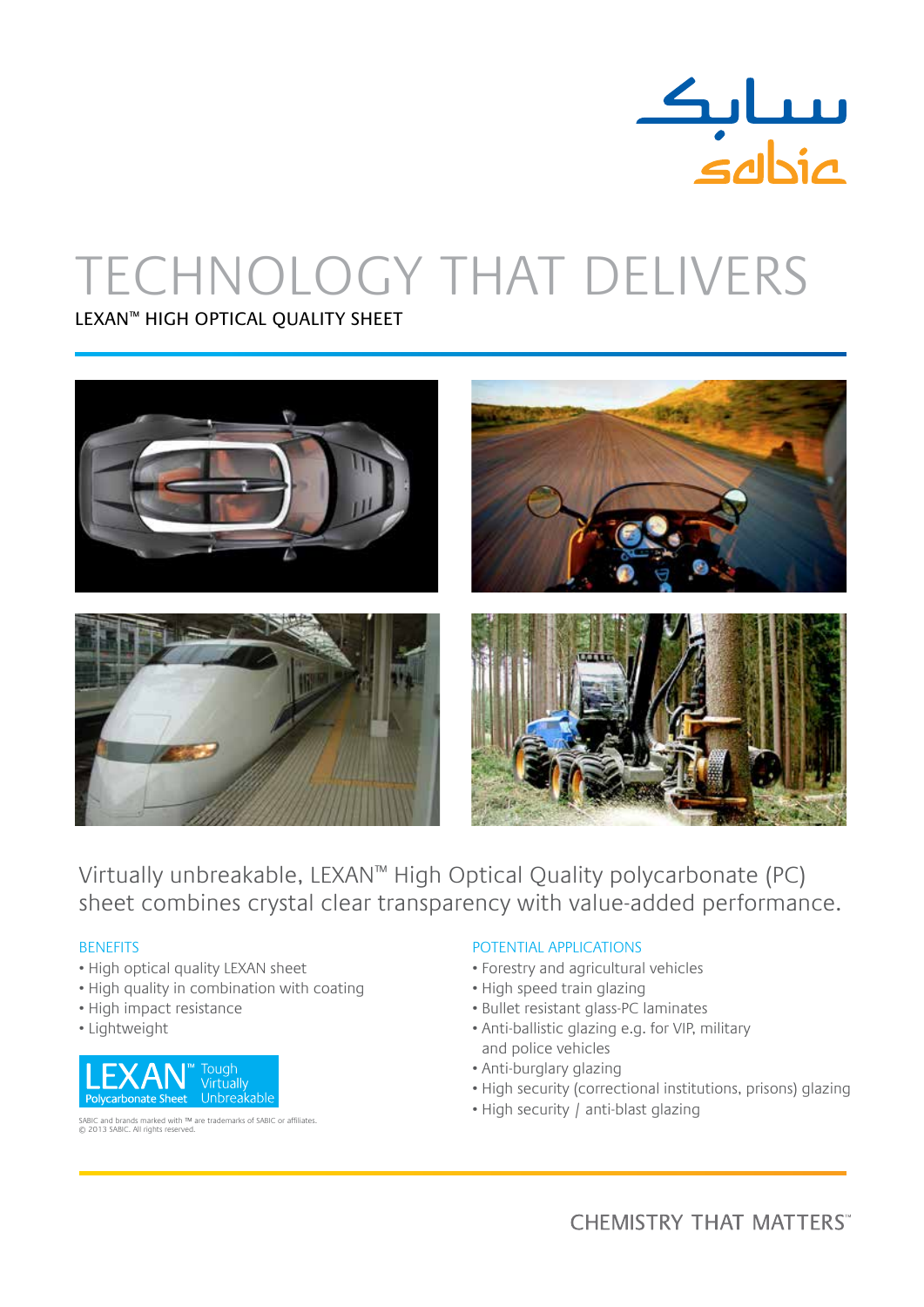# TECHNOLOGY THAT DELIVERS

## LEXAN™ HIGH OPTICAL QUALITY SHEET

Virtually unbreakable, LEXAN™ High Optical Quality polycarbonate (PC) sheet combines crystal clear transparency with value-added performance.

### BENEFITS

- High optical quality LEXAN sheet
- High quality in combination with coating
- High impact resistance
- Lightweight

LEXAN™ Polycarbonate Sheet Tough Virtually Unbreakable

SABIC and brands marked with ™ are trademarks of SABIC or affiliates.
© 2013 SABIC. All rights reserved.

### POTENTIAL APPLICATIONS

- Forestry and agricultural vehicles
- High speed train glazing
- Bullet resistant glass-PC laminates
- Anti-ballistic glazing e.g. for VIP, military and police vehicles
- Anti-burglary glazing
- High security (correctional institutions, prisons) glazing
- High security / anti-blast glazing

CHEMISTRY THAT MATTERS™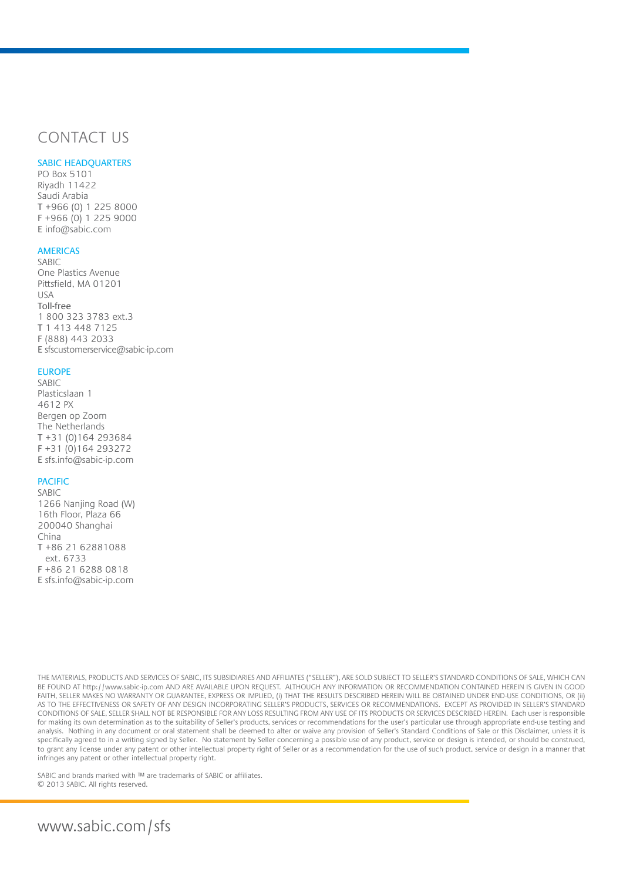# CONTACT US

## SABIC HEADQUARTERS

PO Box 5101
Riyadh 11422
Saudi Arabia
T +966 (0) 1 225 8000
F +966 (0) 1 225 9000
E info@sabic.com

## AMERICAS

SABIC
One Plastics Avenue
Pittsfield, MA 01201
USA
Toll-free
1 800 323 3783 ext.3
T 1 413 448 7125
F (888) 443 2033
E sfscustomerservice@sabic-ip.com

## EUROPE

SABIC
Plasticslaan 1
4612 PX
Bergen op Zoom
The Netherlands
T +31 (0)164 293684
F +31 (0)164 293272
E sfs.info@sabic-ip.com

## PACIFIC

SABIC
1266 Nanjing Road (W)
16th Floor, Plaza 66
200040 Shanghai
China
T +86 21 62881088
ext. 6733
F +86 21 6288 0818
E sfs.info@sabic-ip.com

THE MATERIALS, PRODUCTS AND SERVICES OF SABIC, ITS SUBSIDIARIES AND AFFILIATES ("SELLER"), ARE SOLD SUBJECT TO SELLER'S STANDARD CONDITIONS OF SALE, WHICH CAN BE FOUND AT http://www.sabic-ip.com AND ARE AVAILABLE UPON REQUEST. ALTHOUGH ANY INFORMATION OR RECOMMENDATION CONTAINED HEREIN IS GIVEN IN GOOD FAITH, SELLER MAKES NO WARRANTY OR GUARANTEE, EXPRESS OR IMPLIED, (i) THAT THE RESULTS DESCRIBED HEREIN WILL BE OBTAINED UNDER END-USE CONDITIONS, OR (ii) AS TO THE EFFECTIVENESS OR SAFETY OF ANY DESIGN INCORPORATING SELLER'S PRODUCTS, SERVICES OR RECOMMENDATIONS. EXCEPT AS PROVIDED IN SELLER'S STANDARD CONDITIONS OF SALE, SELLER SHALL NOT BE RESPONSIBLE FOR ANY LOSS RESULTING FROM ANY USE OF ITS PRODUCTS OR SERVICES DESCRIBED HEREIN. Each user is responsible for making its own determination as to the suitability of Seller's products, services or recommendations for the user's particular use through appropriate end-use testing and analysis. Nothing in any document or oral statement shall be deemed to alter or waive any provision of Seller's Standard Conditions of Sale or this Disclaimer, unless it is specifically agreed to in a writing signed by Seller. No statement by Seller concerning a possible use of any product, service or design is intended, or should be construed, to grant any license under any patent or other intellectual property right of Seller or as a recommendation for the use of such product, service or design in a manner that infringes any patent or other intellectual property right.

SABIC and brands marked with ™ are trademarks of SABIC or affiliates.
© 2013 SABIC. All rights reserved.

www.sabic.com/sfs